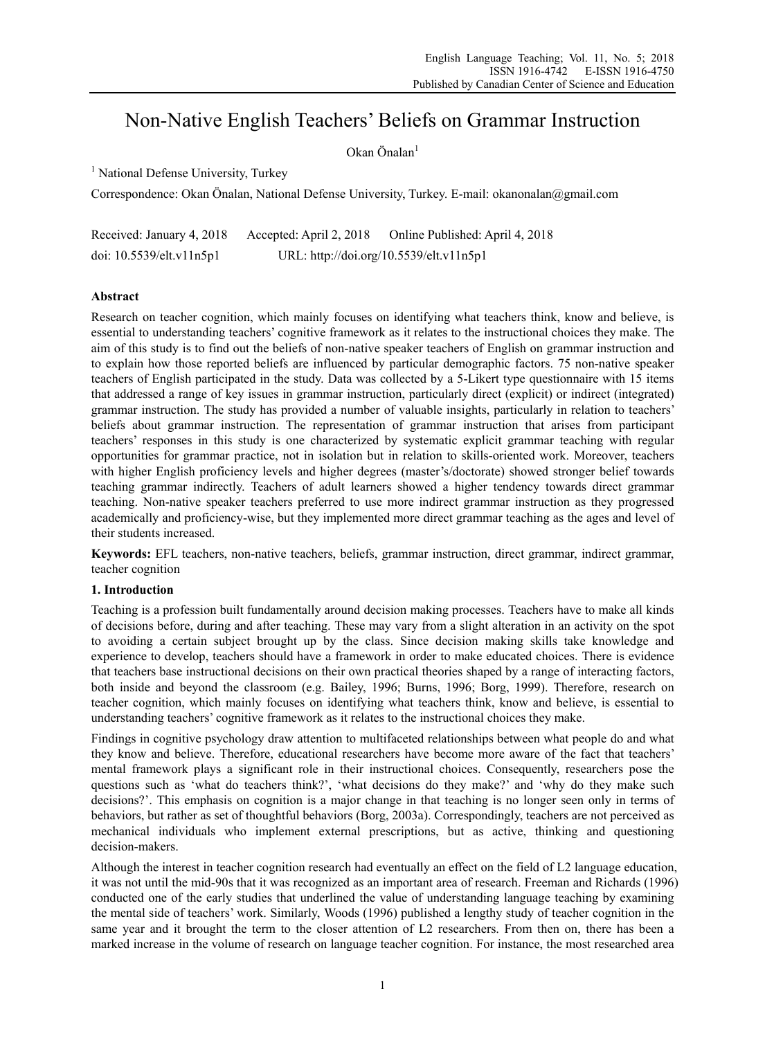# Non-Native English Teachers' Beliefs on Grammar Instruction

Okan Önalan[1]

[1] National Defense University, Turkey

Correspondence: Okan Önalan, National Defense University, Turkey. E-mail: okanonalan@gmail.com

Received: January 4, 2018 Accepted: April 2, 2018 Online Published: April 4, 2018

doi: 10.5539/elt.v11n5p1 URL: http://doi.org/10.5539/elt.v11n5p1

## Abstract

Research on teacher cognition, which mainly focuses on identifying what teachers think, know and believe, is essential to understanding teachers' cognitive framework as it relates to the instructional choices they make. The aim of this study is to find out the beliefs of non-native speaker teachers of English on grammar instruction and to explain how those reported beliefs are influenced by particular demographic factors. 75 non-native speaker teachers of English participated in the study. Data was collected by a 5-Likert type questionnaire with 15 items that addressed a range of key issues in grammar instruction, particularly direct (explicit) or indirect (integrated) grammar instruction. The study has provided a number of valuable insights, particularly in relation to teachers' beliefs about grammar instruction. The representation of grammar instruction that arises from participant teachers' responses in this study is one characterized by systematic explicit grammar teaching with regular opportunities for grammar practice, not in isolation but in relation to skills-oriented work. Moreover, teachers with higher English proficiency levels and higher degrees (master's/doctorate) showed stronger belief towards teaching grammar indirectly. Teachers of adult learners showed a higher tendency towards direct grammar teaching. Non-native speaker teachers preferred to use more indirect grammar instruction as they progressed academically and proficiency-wise, but they implemented more direct grammar teaching as the ages and level of their students increased.

**Keywords:** EFL teachers, non-native teachers, beliefs, grammar instruction, direct grammar, indirect grammar, teacher cognition

## 1. Introduction

Teaching is a profession built fundamentally around decision making processes. Teachers have to make all kinds of decisions before, during and after teaching. These may vary from a slight alteration in an activity on the spot to avoiding a certain subject brought up by the class. Since decision making skills take knowledge and experience to develop, teachers should have a framework in order to make educated choices. There is evidence that teachers base instructional decisions on their own practical theories shaped by a range of interacting factors, both inside and beyond the classroom (e.g. Bailey, 1996; Burns, 1996; Borg, 1999). Therefore, research on teacher cognition, which mainly focuses on identifying what teachers think, know and believe, is essential to understanding teachers' cognitive framework as it relates to the instructional choices they make.

Findings in cognitive psychology draw attention to multifaceted relationships between what people do and what they know and believe. Therefore, educational researchers have become more aware of the fact that teachers' mental framework plays a significant role in their instructional choices. Consequently, researchers pose the questions such as 'what do teachers think?', 'what decisions do they make?' and 'why do they make such decisions?'. This emphasis on cognition is a major change in that teaching is no longer seen only in terms of behaviors, but rather as set of thoughtful behaviors (Borg, 2003a). Correspondingly, teachers are not perceived as mechanical individuals who implement external prescriptions, but as active, thinking and questioning decision-makers.

Although the interest in teacher cognition research had eventually an effect on the field of L2 language education, it was not until the mid-90s that it was recognized as an important area of research. Freeman and Richards (1996) conducted one of the early studies that underlined the value of understanding language teaching by examining the mental side of teachers' work. Similarly, Woods (1996) published a lengthy study of teacher cognition in the same year and it brought the term to the closer attention of L2 researchers. From then on, there has been a marked increase in the volume of research on language teacher cognition. For instance, the most researched area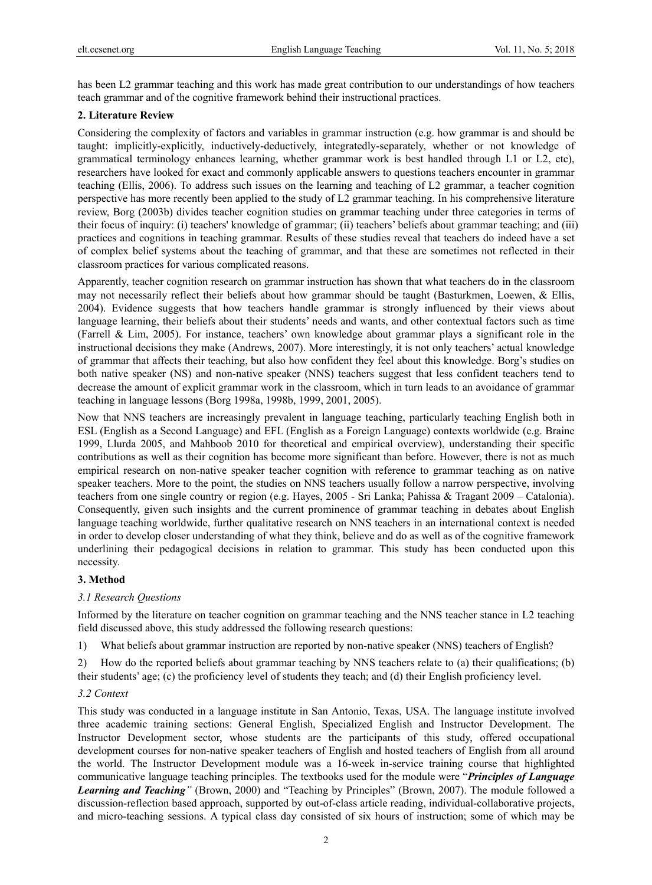has been L2 grammar teaching and this work has made great contribution to our understandings of how teachers teach grammar and of the cognitive framework behind their instructional practices.

## 2. Literature Review

Considering the complexity of factors and variables in grammar instruction (e.g. how grammar is and should be taught: implicitly-explicitly, inductively-deductively, integratedly-separately, whether or not knowledge of grammatical terminology enhances learning, whether grammar work is best handled through L1 or L2, etc), researchers have looked for exact and commonly applicable answers to questions teachers encounter in grammar teaching (Ellis, 2006). To address such issues on the learning and teaching of L2 grammar, a teacher cognition perspective has more recently been applied to the study of L2 grammar teaching. In his comprehensive literature review, Borg (2003b) divides teacher cognition studies on grammar teaching under three categories in terms of their focus of inquiry: (i) teachers' knowledge of grammar; (ii) teachers' beliefs about grammar teaching; and (iii) practices and cognitions in teaching grammar. Results of these studies reveal that teachers do indeed have a set of complex belief systems about the teaching of grammar, and that these are sometimes not reflected in their classroom practices for various complicated reasons.

Apparently, teacher cognition research on grammar instruction has shown that what teachers do in the classroom may not necessarily reflect their beliefs about how grammar should be taught (Basturkmen, Loewen, & Ellis, 2004). Evidence suggests that how teachers handle grammar is strongly influenced by their views about language learning, their beliefs about their students' needs and wants, and other contextual factors such as time (Farrell & Lim, 2005). For instance, teachers' own knowledge about grammar plays a significant role in the instructional decisions they make (Andrews, 2007). More interestingly, it is not only teachers' actual knowledge of grammar that affects their teaching, but also how confident they feel about this knowledge. Borg's studies on both native speaker (NS) and non-native speaker (NNS) teachers suggest that less confident teachers tend to decrease the amount of explicit grammar work in the classroom, which in turn leads to an avoidance of grammar teaching in language lessons (Borg 1998a, 1998b, 1999, 2001, 2005).

Now that NNS teachers are increasingly prevalent in language teaching, particularly teaching English both in ESL (English as a Second Language) and EFL (English as a Foreign Language) contexts worldwide (e.g. Braine 1999, Llurda 2005, and Mahboob 2010 for theoretical and empirical overview), understanding their specific contributions as well as their cognition has become more significant than before. However, there is not as much empirical research on non-native speaker teacher cognition with reference to grammar teaching as on native speaker teachers. More to the point, the studies on NNS teachers usually follow a narrow perspective, involving teachers from one single country or region (e.g. Hayes, 2005 - Sri Lanka; Pahissa & Tragant 2009 – Catalonia). Consequently, given such insights and the current prominence of grammar teaching in debates about English language teaching worldwide, further qualitative research on NNS teachers in an international context is needed in order to develop closer understanding of what they think, believe and do as well as of the cognitive framework underlining their pedagogical decisions in relation to grammar. This study has been conducted upon this necessity.

## 3. Method

### *3.1 Research Questions*

Informed by the literature on teacher cognition on grammar teaching and the NNS teacher stance in L2 teaching field discussed above, this study addressed the following research questions:

1) What beliefs about grammar instruction are reported by non-native speaker (NNS) teachers of English?

2) How do the reported beliefs about grammar teaching by NNS teachers relate to (a) their qualifications; (b) their students' age; (c) the proficiency level of students they teach; and (d) their English proficiency level.

### *3.2 Context*

This study was conducted in a language institute in San Antonio, Texas, USA. The language institute involved three academic training sections: General English, Specialized English and Instructor Development. The Instructor Development sector, whose students are the participants of this study, offered occupational development courses for non-native speaker teachers of English and hosted teachers of English from all around the world. The Instructor Development module was a 16-week in-service training course that highlighted communicative language teaching principles. The textbooks used for the module were "***Principles of Language Learning and Teaching****"* (Brown, 2000) and "Teaching by Principles" (Brown, 2007). The module followed a discussion-reflection based approach, supported by out-of-class article reading, individual-collaborative projects, and micro-teaching sessions. A typical class day consisted of six hours of instruction; some of which may be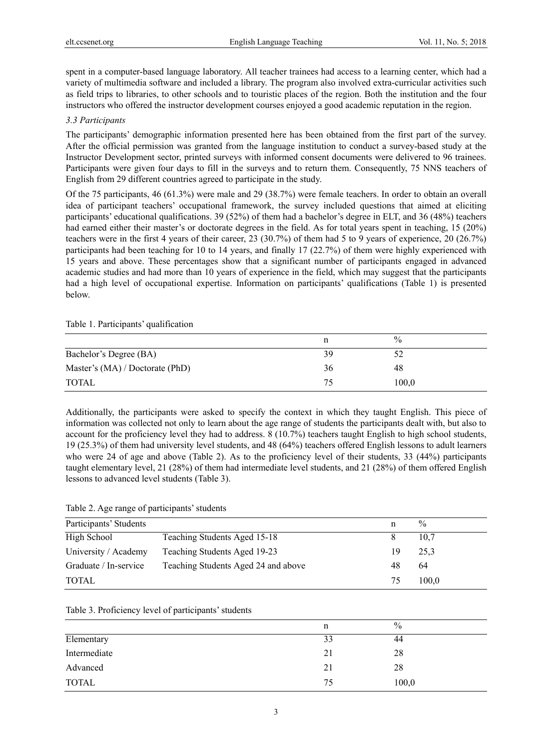spent in a computer-based language laboratory. All teacher trainees had access to a learning center, which had a variety of multimedia software and included a library. The program also involved extra-curricular activities such as field trips to libraries, to other schools and to touristic places of the region. Both the institution and the four instructors who offered the instructor development courses enjoyed a good academic reputation in the region.

### *3.3 Participants*

The participants' demographic information presented here has been obtained from the first part of the survey. After the official permission was granted from the language institution to conduct a survey-based study at the Instructor Development sector, printed surveys with informed consent documents were delivered to 96 trainees. Participants were given four days to fill in the surveys and to return them. Consequently, 75 NNS teachers of English from 29 different countries agreed to participate in the study.

Of the 75 participants, 46 (61.3%) were male and 29 (38.7%) were female teachers. In order to obtain an overall idea of participant teachers' occupational framework, the survey included questions that aimed at eliciting participants' educational qualifications. 39 (52%) of them had a bachelor's degree in ELT, and 36 (48%) teachers had earned either their master's or doctorate degrees in the field. As for total years spent in teaching, 15 (20%) teachers were in the first 4 years of their career, 23 (30.7%) of them had 5 to 9 years of experience, 20 (26.7%) participants had been teaching for 10 to 14 years, and finally 17 (22.7%) of them were highly experienced with 15 years and above. These percentages show that a significant number of participants engaged in advanced academic studies and had more than 10 years of experience in the field, which may suggest that the participants had a high level of occupational expertise. Information on participants' qualifications (Table 1) is presented below.

Table 1. Participants' qualification

| | n | % |
|---|---|---|
| Bachelor's Degree (BA) | 39 | 52 |
| Master's (MA) / Doctorate (PhD) | 36 | 48 |
| TOTAL | 75 | 100,0 |

Additionally, the participants were asked to specify the context in which they taught English. This piece of information was collected not only to learn about the age range of students the participants dealt with, but also to account for the proficiency level they had to address. 8 (10.7%) teachers taught English to high school students, 19 (25.3%) of them had university level students, and 48 (64%) teachers offered English lessons to adult learners who were 24 of age and above (Table 2). As to the proficiency level of their students, 33 (44%) participants taught elementary level, 21 (28%) of them had intermediate level students, and 21 (28%) of them offered English lessons to advanced level students (Table 3).

Table 2. Age range of participants' students

| Participants' Students | | n | % |
|---|---|---|---|
| High School | Teaching Students Aged 15-18 | 8 | 10,7 |
| University / Academy | Teaching Students Aged 19-23 | 19 | 25,3 |
| Graduate / In-service | Teaching Students Aged 24 and above | 48 | 64 |
| TOTAL | | 75 | 100,0 |

Table 3. Proficiency level of participants' students

| | n | % |
|---|---|---|
| Elementary | 33 | 44 |
| Intermediate | 21 | 28 |
| Advanced | 21 | 28 |
| TOTAL | 75 | 100,0 |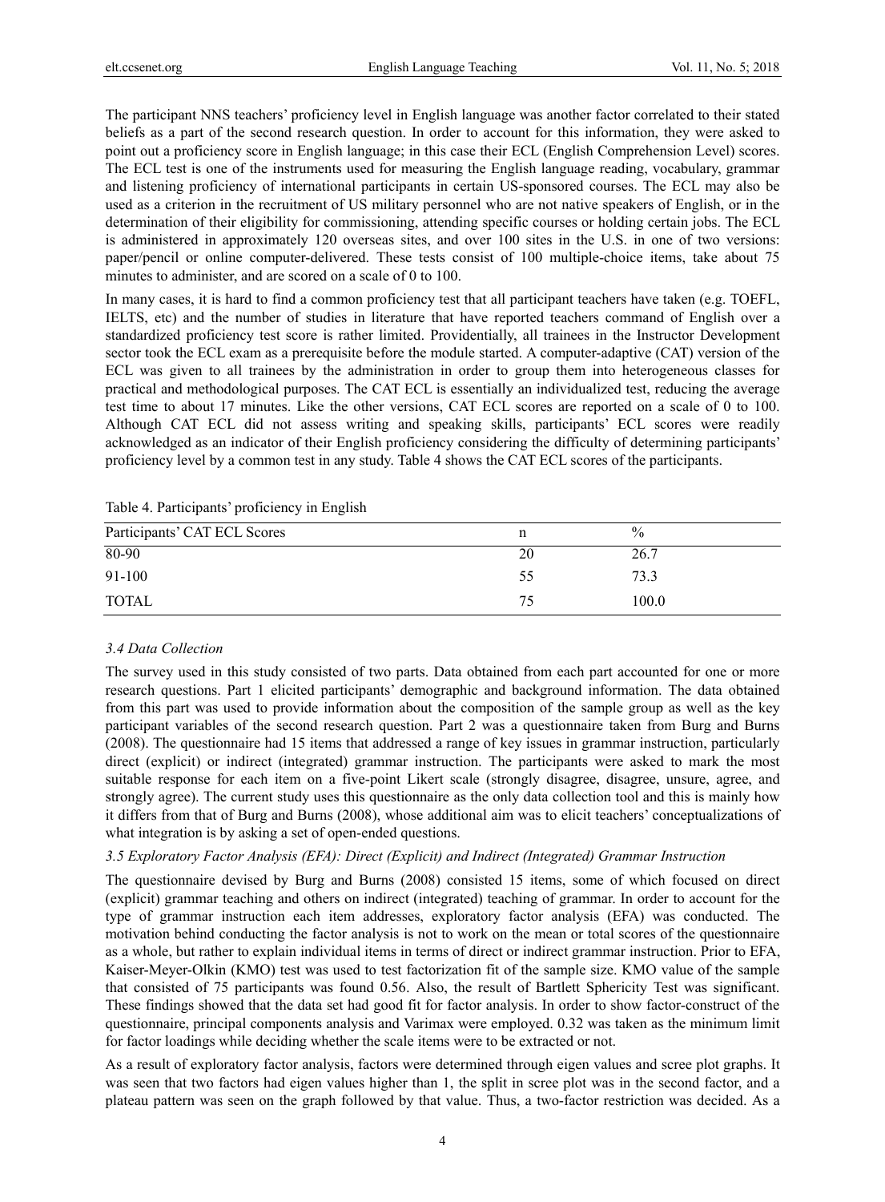The participant NNS teachers' proficiency level in English language was another factor correlated to their stated beliefs as a part of the second research question. In order to account for this information, they were asked to point out a proficiency score in English language; in this case their ECL (English Comprehension Level) scores. The ECL test is one of the instruments used for measuring the English language reading, vocabulary, grammar and listening proficiency of international participants in certain US-sponsored courses. The ECL may also be used as a criterion in the recruitment of US military personnel who are not native speakers of English, or in the determination of their eligibility for commissioning, attending specific courses or holding certain jobs. The ECL is administered in approximately 120 overseas sites, and over 100 sites in the U.S. in one of two versions: paper/pencil or online computer-delivered. These tests consist of 100 multiple-choice items, take about 75 minutes to administer, and are scored on a scale of 0 to 100.

In many cases, it is hard to find a common proficiency test that all participant teachers have taken (e.g. TOEFL, IELTS, etc) and the number of studies in literature that have reported teachers command of English over a standardized proficiency test score is rather limited. Providentially, all trainees in the Instructor Development sector took the ECL exam as a prerequisite before the module started. A computer-adaptive (CAT) version of the ECL was given to all trainees by the administration in order to group them into heterogeneous classes for practical and methodological purposes. The CAT ECL is essentially an individualized test, reducing the average test time to about 17 minutes. Like the other versions, CAT ECL scores are reported on a scale of 0 to 100. Although CAT ECL did not assess writing and speaking skills, participants' ECL scores were readily acknowledged as an indicator of their English proficiency considering the difficulty of determining participants' proficiency level by a common test in any study. Table 4 shows the CAT ECL scores of the participants.

Table 4. Participants' proficiency in English

| Participants' CAT ECL Scores | n | % |
|---|---|---|
| 80-90 | 20 | 26.7 |
| 91-100 | 55 | 73.3 |
| TOTAL | 75 | 100.0 |

### *3.4 Data Collection*

The survey used in this study consisted of two parts. Data obtained from each part accounted for one or more research questions. Part 1 elicited participants' demographic and background information. The data obtained from this part was used to provide information about the composition of the sample group as well as the key participant variables of the second research question. Part 2 was a questionnaire taken from Burg and Burns (2008). The questionnaire had 15 items that addressed a range of key issues in grammar instruction, particularly direct (explicit) or indirect (integrated) grammar instruction. The participants were asked to mark the most suitable response for each item on a five-point Likert scale (strongly disagree, disagree, unsure, agree, and strongly agree). The current study uses this questionnaire as the only data collection tool and this is mainly how it differs from that of Burg and Burns (2008), whose additional aim was to elicit teachers' conceptualizations of what integration is by asking a set of open-ended questions.

### *3.5 Exploratory Factor Analysis (EFA): Direct (Explicit) and Indirect (Integrated) Grammar Instruction*

The questionnaire devised by Burg and Burns (2008) consisted 15 items, some of which focused on direct (explicit) grammar teaching and others on indirect (integrated) teaching of grammar. In order to account for the type of grammar instruction each item addresses, exploratory factor analysis (EFA) was conducted. The motivation behind conducting the factor analysis is not to work on the mean or total scores of the questionnaire as a whole, but rather to explain individual items in terms of direct or indirect grammar instruction. Prior to EFA, Kaiser-Meyer-Olkin (KMO) test was used to test factorization fit of the sample size. KMO value of the sample that consisted of 75 participants was found 0.56. Also, the result of Bartlett Sphericity Test was significant. These findings showed that the data set had good fit for factor analysis. In order to show factor-construct of the questionnaire, principal components analysis and Varimax were employed. 0.32 was taken as the minimum limit for factor loadings while deciding whether the scale items were to be extracted or not.

As a result of exploratory factor analysis, factors were determined through eigen values and scree plot graphs. It was seen that two factors had eigen values higher than 1, the split in scree plot was in the second factor, and a plateau pattern was seen on the graph followed by that value. Thus, a two-factor restriction was decided. As a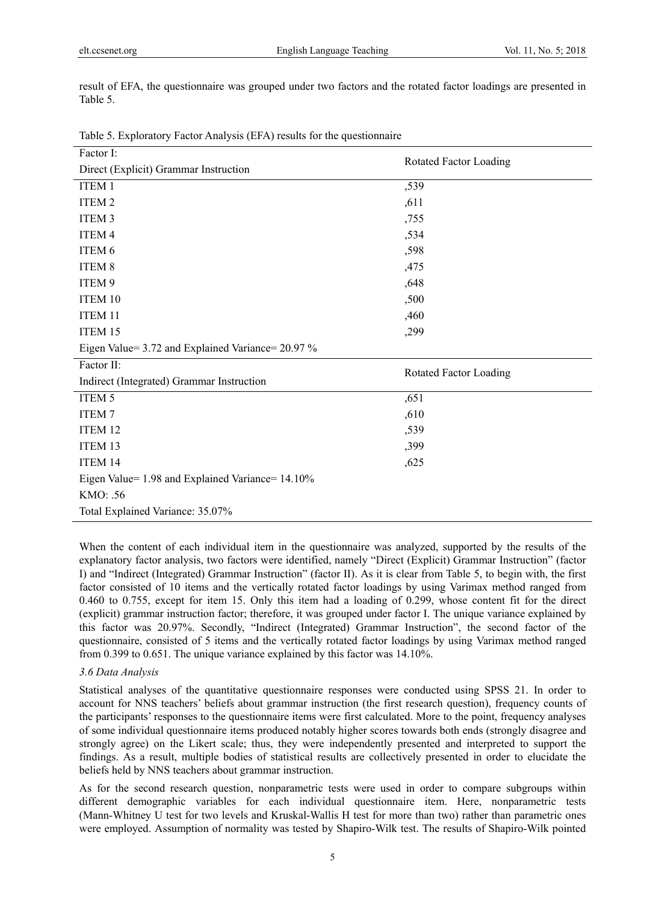result of EFA, the questionnaire was grouped under two factors and the rotated factor loadings are presented in Table 5.

Table 5. Exploratory Factor Analysis (EFA) results for the questionnaire

| Factor I: Direct (Explicit) Grammar Instruction | Rotated Factor Loading |
|---|---|
| ITEM 1 | ,539 |
| ITEM 2 | ,611 |
| ITEM 3 | ,755 |
| ITEM 4 | ,534 |
| ITEM 6 | ,598 |
| ITEM 8 | ,475 |
| ITEM 9 | ,648 |
| ITEM 10 | ,500 |
| ITEM 11 | ,460 |
| ITEM 15 | ,299 |
| Eigen Value= 3.72 and Explained Variance= 20.97 % | |
| **Factor II: Indirect (Integrated) Grammar Instruction** | **Rotated Factor Loading** |
| ITEM 5 | ,651 |
| ITEM 7 | ,610 |
| ITEM 12 | ,539 |
| ITEM 13 | ,399 |
| ITEM 14 | ,625 |
| Eigen Value= 1.98 and Explained Variance= 14.10% | |
| KMO: .56 | |
| Total Explained Variance: 35.07% | |

When the content of each individual item in the questionnaire was analyzed, supported by the results of the explanatory factor analysis, two factors were identified, namely "Direct (Explicit) Grammar Instruction" (factor I) and "Indirect (Integrated) Grammar Instruction" (factor II). As it is clear from Table 5, to begin with, the first factor consisted of 10 items and the vertically rotated factor loadings by using Varimax method ranged from 0.460 to 0.755, except for item 15. Only this item had a loading of 0.299, whose content fit for the direct (explicit) grammar instruction factor; therefore, it was grouped under factor I. The unique variance explained by this factor was 20.97%. Secondly, "Indirect (Integrated) Grammar Instruction", the second factor of the questionnaire, consisted of 5 items and the vertically rotated factor loadings by using Varimax method ranged from 0.399 to 0.651. The unique variance explained by this factor was 14.10%.

### *3.6 Data Analysis*

Statistical analyses of the quantitative questionnaire responses were conducted using SPSS 21. In order to account for NNS teachers' beliefs about grammar instruction (the first research question), frequency counts of the participants' responses to the questionnaire items were first calculated. More to the point, frequency analyses of some individual questionnaire items produced notably higher scores towards both ends (strongly disagree and strongly agree) on the Likert scale; thus, they were independently presented and interpreted to support the findings. As a result, multiple bodies of statistical results are collectively presented in order to elucidate the beliefs held by NNS teachers about grammar instruction.

As for the second research question, nonparametric tests were used in order to compare subgroups within different demographic variables for each individual questionnaire item. Here, nonparametric tests (Mann-Whitney U test for two levels and Kruskal-Wallis H test for more than two) rather than parametric ones were employed. Assumption of normality was tested by Shapiro-Wilk test. The results of Shapiro-Wilk pointed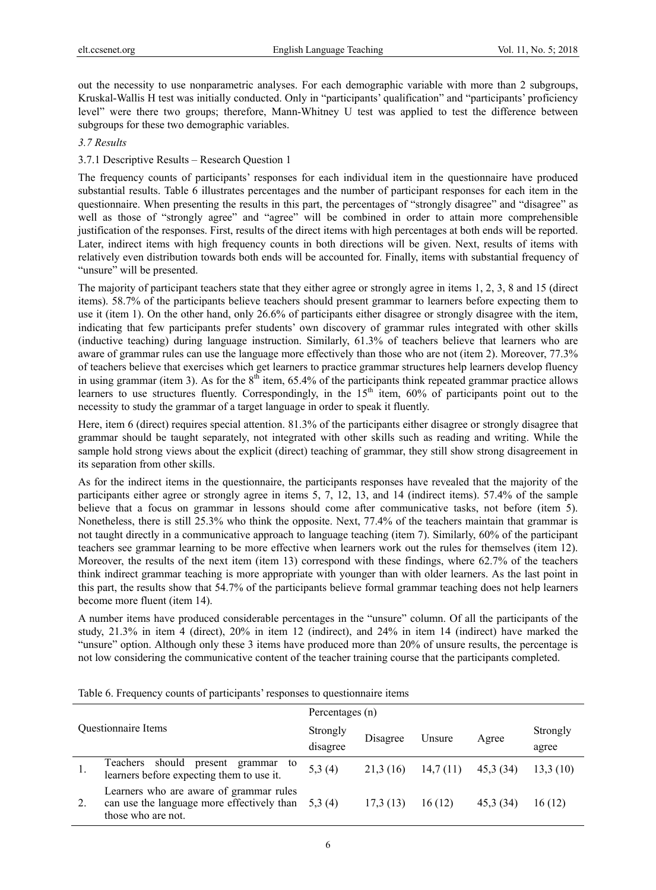out the necessity to use nonparametric analyses. For each demographic variable with more than 2 subgroups, Kruskal-Wallis H test was initially conducted. Only in "participants' qualification" and "participants' proficiency level" were there two groups; therefore, Mann-Whitney U test was applied to test the difference between subgroups for these two demographic variables.

### *3.7 Results*

#### 3.7.1 Descriptive Results – Research Question 1

The frequency counts of participants' responses for each individual item in the questionnaire have produced substantial results. Table 6 illustrates percentages and the number of participant responses for each item in the questionnaire. When presenting the results in this part, the percentages of "strongly disagree" and "disagree" as well as those of "strongly agree" and "agree" will be combined in order to attain more comprehensible justification of the responses. First, results of the direct items with high percentages at both ends will be reported. Later, indirect items with high frequency counts in both directions will be given. Next, results of items with relatively even distribution towards both ends will be accounted for. Finally, items with substantial frequency of "unsure" will be presented.

The majority of participant teachers state that they either agree or strongly agree in items 1, 2, 3, 8 and 15 (direct items). 58.7% of the participants believe teachers should present grammar to learners before expecting them to use it (item 1). On the other hand, only 26.6% of participants either disagree or strongly disagree with the item, indicating that few participants prefer students' own discovery of grammar rules integrated with other skills (inductive teaching) during language instruction. Similarly, 61.3% of teachers believe that learners who are aware of grammar rules can use the language more effectively than those who are not (item 2). Moreover, 77.3% of teachers believe that exercises which get learners to practice grammar structures help learners develop fluency in using grammar (item 3). As for the 8th item, 65.4% of the participants think repeated grammar practice allows learners to use structures fluently. Correspondingly, in the 15th item, 60% of participants point out to the necessity to study the grammar of a target language in order to speak it fluently.

Here, item 6 (direct) requires special attention. 81.3% of the participants either disagree or strongly disagree that grammar should be taught separately, not integrated with other skills such as reading and writing. While the sample hold strong views about the explicit (direct) teaching of grammar, they still show strong disagreement in its separation from other skills.

As for the indirect items in the questionnaire, the participants responses have revealed that the majority of the participants either agree or strongly agree in items 5, 7, 12, 13, and 14 (indirect items). 57.4% of the sample believe that a focus on grammar in lessons should come after communicative tasks, not before (item 5). Nonetheless, there is still 25.3% who think the opposite. Next, 77.4% of the teachers maintain that grammar is not taught directly in a communicative approach to language teaching (item 7). Similarly, 60% of the participant teachers see grammar learning to be more effective when learners work out the rules for themselves (item 12). Moreover, the results of the next item (item 13) correspond with these findings, where 62.7% of the teachers think indirect grammar teaching is more appropriate with younger than with older learners. As the last point in this part, the results show that 54.7% of the participants believe formal grammar teaching does not help learners become more fluent (item 14).

A number items have produced considerable percentages in the "unsure" column. Of all the participants of the study, 21.3% in item 4 (direct), 20% in item 12 (indirect), and 24% in item 14 (indirect) have marked the "unsure" option. Although only these 3 items have produced more than 20% of unsure results, the percentage is not low considering the communicative content of the teacher training course that the participants completed.

Table 6. Frequency counts of participants' responses to questionnaire items

| Questionnaire Items | | Percentages (n) | | | | |
|---|---|---|---|---|---|---|
| | | Strongly disagree | Disagree | Unsure | Agree | Strongly agree |
| 1. | Teachers should present grammar to learners before expecting them to use it. | 5,3 (4) | 21,3 (16) | 14,7 (11) | 45,3 (34) | 13,3 (10) |
| 2. | Learners who are aware of grammar rules can use the language more effectively than those who are not. | 5,3 (4) | 17,3 (13) | 16 (12) | 45,3 (34) | 16 (12) |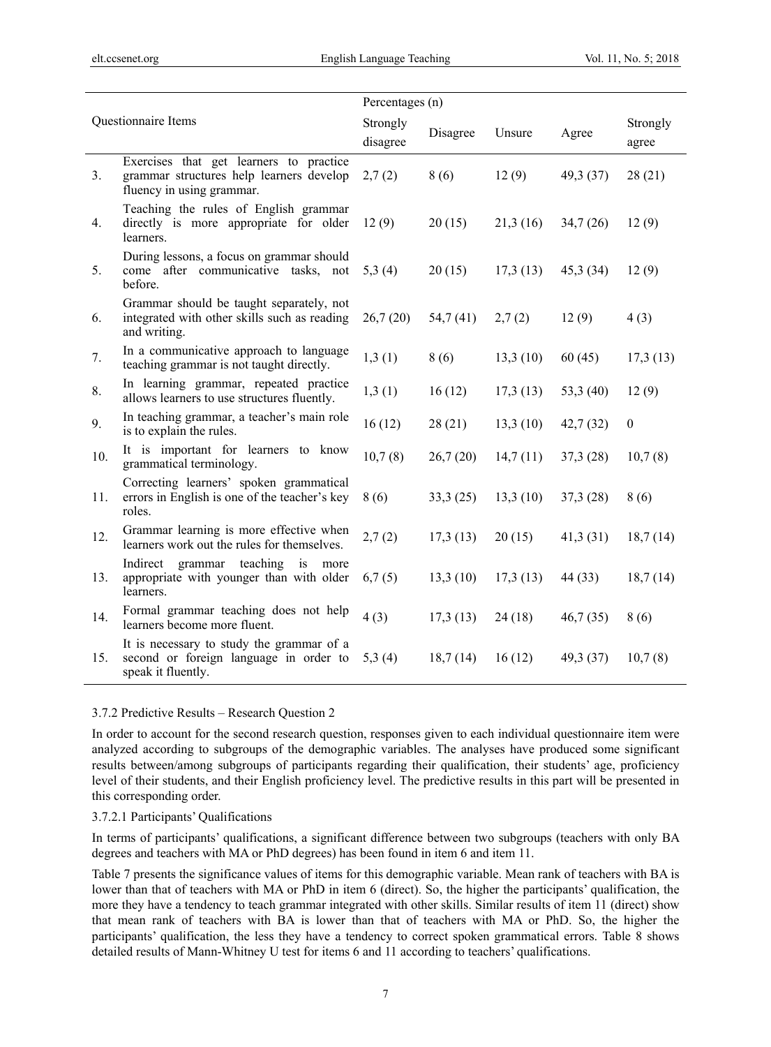| Questionnaire Items | | Percentages (n) | | | | |
|---|---|---|---|---|---|---|
| | | Strongly disagree | Disagree | Unsure | Agree | Strongly agree |
| 3. | Exercises that get learners to practice grammar structures help learners develop fluency in using grammar. | 2,7 (2) | 8 (6) | 12 (9) | 49,3 (37) | 28 (21) |
| 4. | Teaching the rules of English grammar directly is more appropriate for older learners. | 12 (9) | 20 (15) | 21,3 (16) | 34,7 (26) | 12 (9) |
| 5. | During lessons, a focus on grammar should come after communicative tasks, not before. | 5,3 (4) | 20 (15) | 17,3 (13) | 45,3 (34) | 12 (9) |
| 6. | Grammar should be taught separately, not integrated with other skills such as reading and writing. | 26,7 (20) | 54,7 (41) | 2,7 (2) | 12 (9) | 4 (3) |
| 7. | In a communicative approach to language teaching grammar is not taught directly. | 1,3 (1) | 8 (6) | 13,3 (10) | 60 (45) | 17,3 (13) |
| 8. | In learning grammar, repeated practice allows learners to use structures fluently. | 1,3 (1) | 16 (12) | 17,3 (13) | 53,3 (40) | 12 (9) |
| 9. | In teaching grammar, a teacher's main role is to explain the rules. | 16 (12) | 28 (21) | 13,3 (10) | 42,7 (32) | 0 |
| 10. | It is important for learners to know grammatical terminology. | 10,7 (8) | 26,7 (20) | 14,7 (11) | 37,3 (28) | 10,7 (8) |
| 11. | Correcting learners' spoken grammatical errors in English is one of the teacher's key roles. | 8 (6) | 33,3 (25) | 13,3 (10) | 37,3 (28) | 8 (6) |
| 12. | Grammar learning is more effective when learners work out the rules for themselves. | 2,7 (2) | 17,3 (13) | 20 (15) | 41,3 (31) | 18,7 (14) |
| 13. | Indirect grammar teaching is more appropriate with younger than with older learners. | 6,7 (5) | 13,3 (10) | 17,3 (13) | 44 (33) | 18,7 (14) |
| 14. | Formal grammar teaching does not help learners become more fluent. | 4 (3) | 17,3 (13) | 24 (18) | 46,7 (35) | 8 (6) |
| 15. | It is necessary to study the grammar of a second or foreign language in order to speak it fluently. | 5,3 (4) | 18,7 (14) | 16 (12) | 49,3 (37) | 10,7 (8) |

#### 3.7.2 Predictive Results – Research Question 2

In order to account for the second research question, responses given to each individual questionnaire item were analyzed according to subgroups of the demographic variables. The analyses have produced some significant results between/among subgroups of participants regarding their qualification, their students' age, proficiency level of their students, and their English proficiency level. The predictive results in this part will be presented in this corresponding order.

##### 3.7.2.1 Participants' Qualifications

In terms of participants' qualifications, a significant difference between two subgroups (teachers with only BA degrees and teachers with MA or PhD degrees) has been found in item 6 and item 11.

Table 7 presents the significance values of items for this demographic variable. Mean rank of teachers with BA is lower than that of teachers with MA or PhD in item 6 (direct). So, the higher the participants' qualification, the more they have a tendency to teach grammar integrated with other skills. Similar results of item 11 (direct) show that mean rank of teachers with BA is lower than that of teachers with MA or PhD. So, the higher the participants' qualification, the less they have a tendency to correct spoken grammatical errors. Table 8 shows detailed results of Mann-Whitney U test for items 6 and 11 according to teachers' qualifications.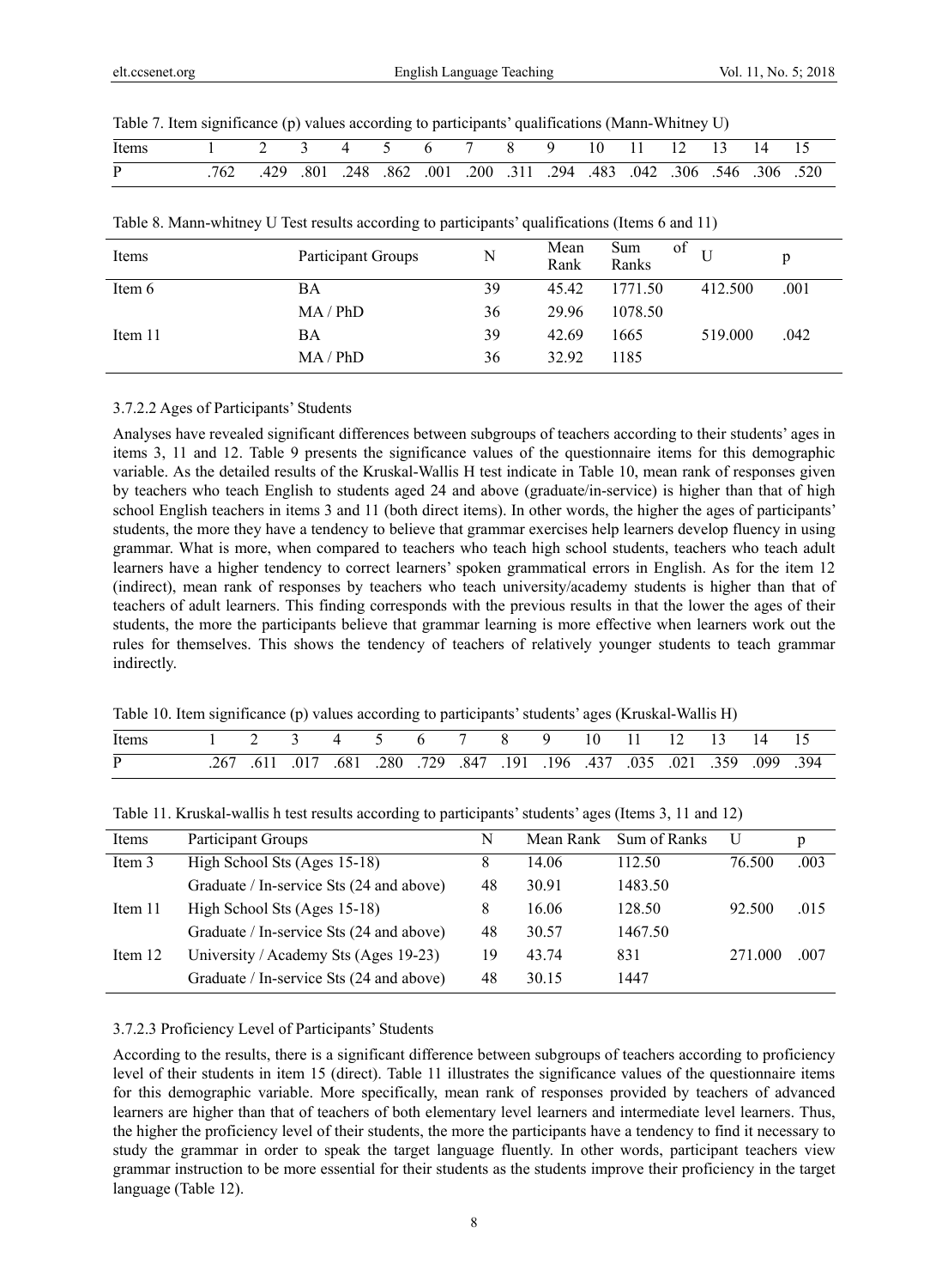Table 7. Item significance (p) values according to participants' qualifications (Mann-Whitney U)

| Items | 1 | 2 | 3 | 4 | 5 | 6 | 7 | 8 | 9 | 10 | 11 | 12 | 13 | 14 | 15 |
|---|---|---|---|---|---|---|---|---|---|---|---|---|---|---|---|
| P | .762 | .429 | .801 | .248 | .862 | .001 | .200 | .311 | .294 | .483 | .042 | .306 | .546 | .306 | .520 |

Table 8. Mann-whitney U Test results according to participants' qualifications (Items 6 and 11)

| Items | Participant Groups | N | Mean Rank | Sum of Ranks | U | p |
|---|---|---|---|---|---|---|
| Item 6 | BA | 39 | 45.42 | 1771.50 | 412.500 | .001 |
| | MA / PhD | 36 | 29.96 | 1078.50 | | |
| Item 11 | BA | 39 | 42.69 | 1665 | 519.000 | .042 |
| | MA / PhD | 36 | 32.92 | 1185 | | |

#### 3.7.2.2 Ages of Participants' Students

Analyses have revealed significant differences between subgroups of teachers according to their students' ages in items 3, 11 and 12. Table 9 presents the significance values of the questionnaire items for this demographic variable. As the detailed results of the Kruskal-Wallis H test indicate in Table 10, mean rank of responses given by teachers who teach English to students aged 24 and above (graduate/in-service) is higher than that of high school English teachers in items 3 and 11 (both direct items). In other words, the higher the ages of participants' students, the more they have a tendency to believe that grammar exercises help learners develop fluency in using grammar. What is more, when compared to teachers who teach high school students, teachers who teach adult learners have a higher tendency to correct learners' spoken grammatical errors in English. As for the item 12 (indirect), mean rank of responses by teachers who teach university/academy students is higher than that of teachers of adult learners. This finding corresponds with the previous results in that the lower the ages of their students, the more the participants believe that grammar learning is more effective when learners work out the rules for themselves. This shows the tendency of teachers of relatively younger students to teach grammar indirectly.

Table 10. Item significance (p) values according to participants' students' ages (Kruskal-Wallis H)

| Items | 1 | 2 | 3 | 4 | 5 | 6 | 7 | 8 | 9 | 10 | 11 | 12 | 13 | 14 | 15 |
|---|---|---|---|---|---|---|---|---|---|---|---|---|---|---|---|
| P | .267 | .611 | .017 | .681 | .280 | .729 | .847 | .191 | .196 | .437 | .035 | .021 | .359 | .099 | .394 |

Table 11. Kruskal-wallis h test results according to participants' students' ages (Items 3, 11 and 12)

| Items | Participant Groups | N | Mean Rank | Sum of Ranks | U | p |
|---|---|---|---|---|---|---|
| Item 3 | High School Sts (Ages 15-18) | 8 | 14.06 | 112.50 | 76.500 | .003 |
| | Graduate / In-service Sts (24 and above) | 48 | 30.91 | 1483.50 | | |
| Item 11 | High School Sts (Ages 15-18) | 8 | 16.06 | 128.50 | 92.500 | .015 |
| | Graduate / In-service Sts (24 and above) | 48 | 30.57 | 1467.50 | | |
| Item 12 | University / Academy Sts (Ages 19-23) | 19 | 43.74 | 831 | 271.000 | .007 |
| | Graduate / In-service Sts (24 and above) | 48 | 30.15 | 1447 | | |

#### 3.7.2.3 Proficiency Level of Participants' Students

According to the results, there is a significant difference between subgroups of teachers according to proficiency level of their students in item 15 (direct). Table 11 illustrates the significance values of the questionnaire items for this demographic variable. More specifically, mean rank of responses provided by teachers of advanced learners are higher than that of teachers of both elementary level learners and intermediate level learners. Thus, the higher the proficiency level of their students, the more the participants have a tendency to find it necessary to study the grammar in order to speak the target language fluently. In other words, participant teachers view grammar instruction to be more essential for their students as the students improve their proficiency in the target language (Table 12).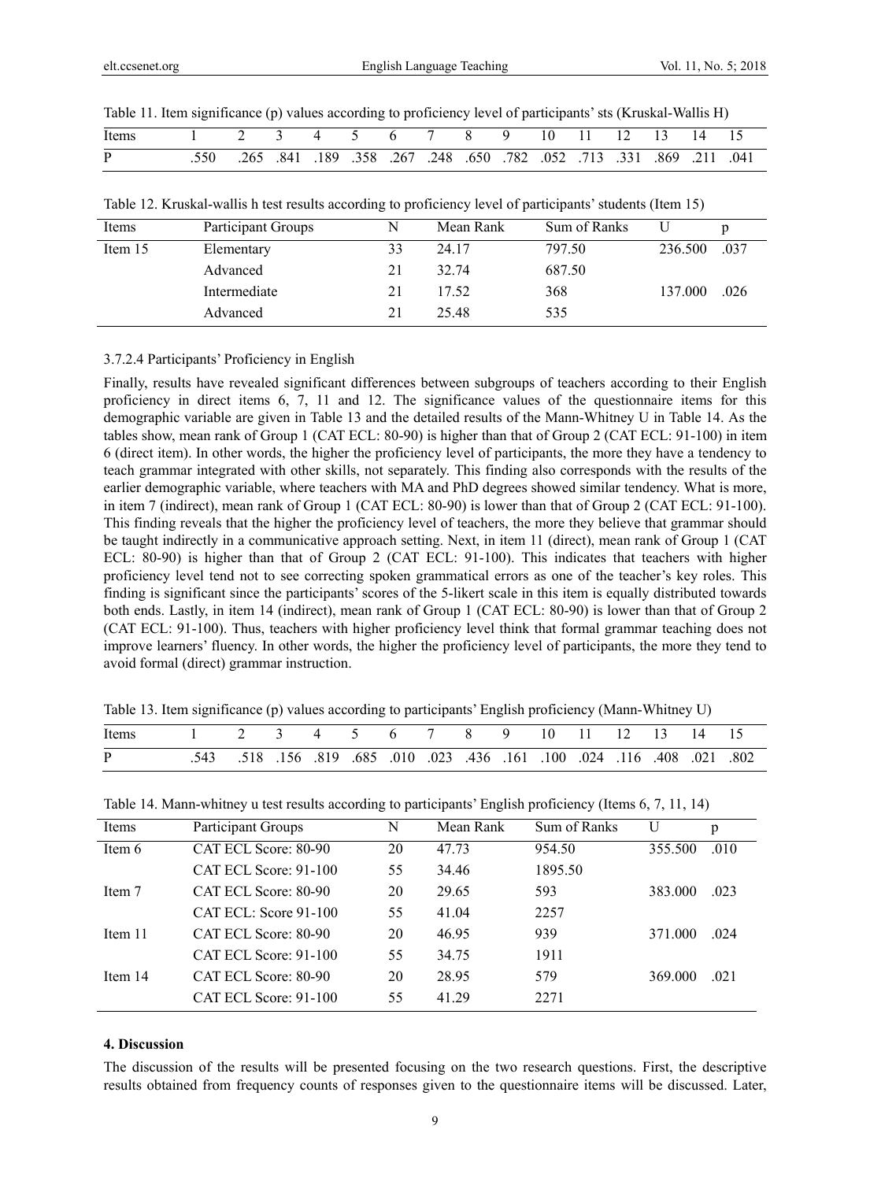Table 11. Item significance (p) values according to proficiency level of participants' sts (Kruskal-Wallis H)

| Items | 1 | 2 | 3 | 4 | 5 | 6 | 7 | 8 | 9 | 10 | 11 | 12 | 13 | 14 | 15 |
|---|---|---|---|---|---|---|---|---|---|---|---|---|---|---|---|
| P | .550 | .265 | .841 | .189 | .358 | .267 | .248 | .650 | .782 | .052 | .713 | .331 | .869 | .211 | .041 |

Table 12. Kruskal-wallis h test results according to proficiency level of participants' students (Item 15)

| Items | Participant Groups | N | Mean Rank | Sum of Ranks | U | p |
|---|---|---|---|---|---|---|
| Item 15 | Elementary | 33 | 24.17 | 797.50 | 236.500 | .037 |
| | Advanced | 21 | 32.74 | 687.50 | | |
| | Intermediate | 21 | 17.52 | 368 | 137.000 | .026 |
| | Advanced | 21 | 25.48 | 535 | | |

#### 3.7.2.4 Participants' Proficiency in English

Finally, results have revealed significant differences between subgroups of teachers according to their English proficiency in direct items 6, 7, 11 and 12. The significance values of the questionnaire items for this demographic variable are given in Table 13 and the detailed results of the Mann-Whitney U in Table 14. As the tables show, mean rank of Group 1 (CAT ECL: 80-90) is higher than that of Group 2 (CAT ECL: 91-100) in item 6 (direct item). In other words, the higher the proficiency level of participants, the more they have a tendency to teach grammar integrated with other skills, not separately. This finding also corresponds with the results of the earlier demographic variable, where teachers with MA and PhD degrees showed similar tendency. What is more, in item 7 (indirect), mean rank of Group 1 (CAT ECL: 80-90) is lower than that of Group 2 (CAT ECL: 91-100). This finding reveals that the higher the proficiency level of teachers, the more they believe that grammar should be taught indirectly in a communicative approach setting. Next, in item 11 (direct), mean rank of Group 1 (CAT ECL: 80-90) is higher than that of Group 2 (CAT ECL: 91-100). This indicates that teachers with higher proficiency level tend not to see correcting spoken grammatical errors as one of the teacher's key roles. This finding is significant since the participants' scores of the 5-likert scale in this item is equally distributed towards both ends. Lastly, in item 14 (indirect), mean rank of Group 1 (CAT ECL: 80-90) is lower than that of Group 2 (CAT ECL: 91-100). Thus, teachers with higher proficiency level think that formal grammar teaching does not improve learners' fluency. In other words, the higher the proficiency level of participants, the more they tend to avoid formal (direct) grammar instruction.

Table 13. Item significance (p) values according to participants' English proficiency (Mann-Whitney U)

| Items | 1 | 2 | 3 | 4 | 5 | 6 | 7 | 8 | 9 | 10 | 11 | 12 | 13 | 14 | 15 |
|---|---|---|---|---|---|---|---|---|---|---|---|---|---|---|---|
| P | .543 | .518 | .156 | .819 | .685 | .010 | .023 | .436 | .161 | .100 | .024 | .116 | .408 | .021 | .802 |

Table 14. Mann-whitney u test results according to participants' English proficiency (Items 6, 7, 11, 14)

| Items | Participant Groups | N | Mean Rank | Sum of Ranks | U | p |
|---|---|---|---|---|---|---|
| Item 6 | CAT ECL Score: 80-90 | 20 | 47.73 | 954.50 | 355.500 | .010 |
| | CAT ECL Score: 91-100 | 55 | 34.46 | 1895.50 | | |
| Item 7 | CAT ECL Score: 80-90 | 20 | 29.65 | 593 | 383.000 | .023 |
| | CAT ECL: Score 91-100 | 55 | 41.04 | 2257 | | |
| Item 11 | CAT ECL Score: 80-90 | 20 | 46.95 | 939 | 371.000 | .024 |
| | CAT ECL Score: 91-100 | 55 | 34.75 | 1911 | | |
| Item 14 | CAT ECL Score: 80-90 | 20 | 28.95 | 579 | 369.000 | .021 |
| | CAT ECL Score: 91-100 | 55 | 41.29 | 2271 | | |

## 4. Discussion

The discussion of the results will be presented focusing on the two research questions. First, the descriptive results obtained from frequency counts of responses given to the questionnaire items will be discussed. Later,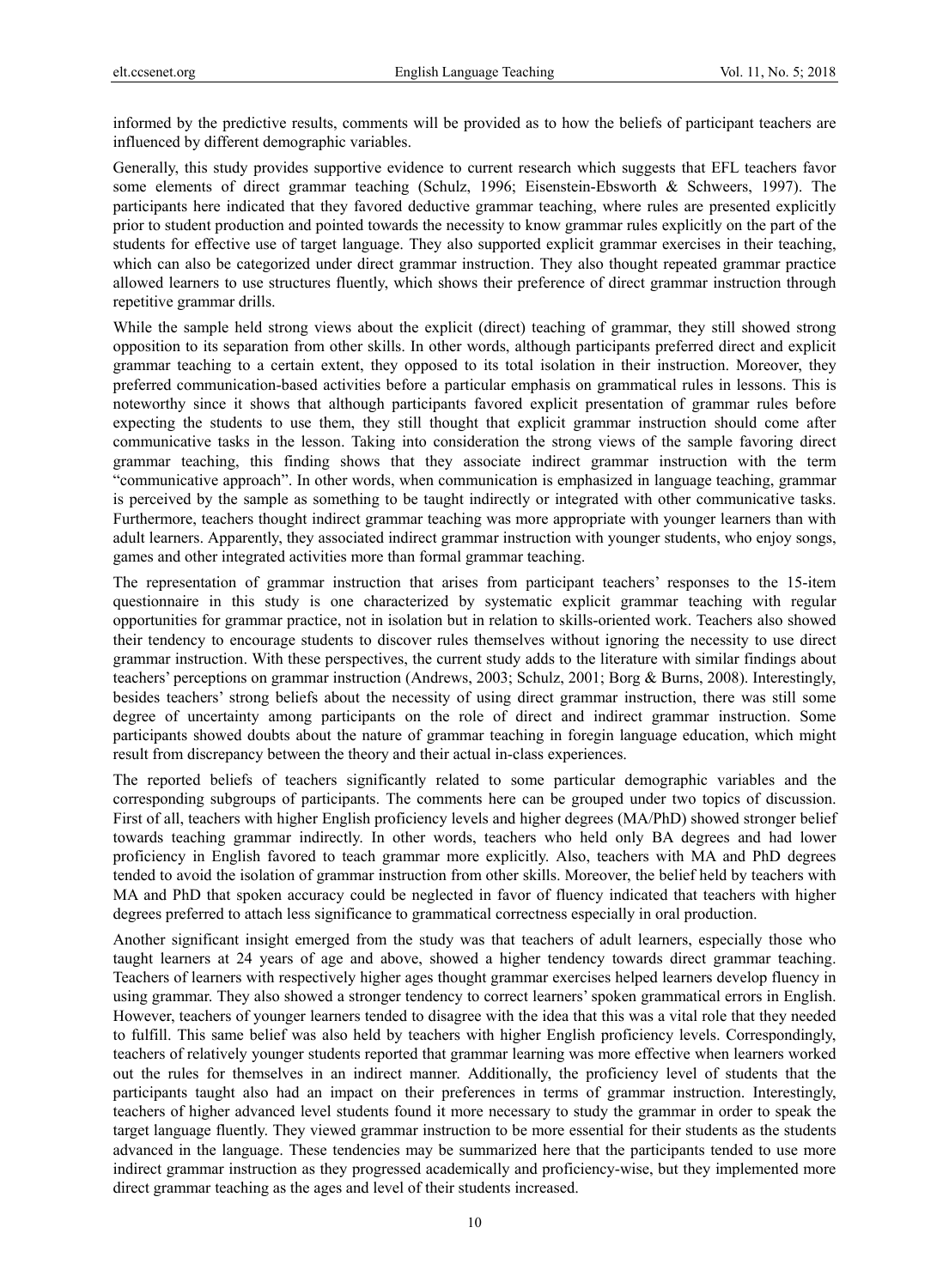informed by the predictive results, comments will be provided as to how the beliefs of participant teachers are influenced by different demographic variables.

Generally, this study provides supportive evidence to current research which suggests that EFL teachers favor some elements of direct grammar teaching (Schulz, 1996; Eisenstein-Ebsworth & Schweers, 1997). The participants here indicated that they favored deductive grammar teaching, where rules are presented explicitly prior to student production and pointed towards the necessity to know grammar rules explicitly on the part of the students for effective use of target language. They also supported explicit grammar exercises in their teaching, which can also be categorized under direct grammar instruction. They also thought repeated grammar practice allowed learners to use structures fluently, which shows their preference of direct grammar instruction through repetitive grammar drills.

While the sample held strong views about the explicit (direct) teaching of grammar, they still showed strong opposition to its separation from other skills. In other words, although participants preferred direct and explicit grammar teaching to a certain extent, they opposed to its total isolation in their instruction. Moreover, they preferred communication-based activities before a particular emphasis on grammatical rules in lessons. This is noteworthy since it shows that although participants favored explicit presentation of grammar rules before expecting the students to use them, they still thought that explicit grammar instruction should come after communicative tasks in the lesson. Taking into consideration the strong views of the sample favoring direct grammar teaching, this finding shows that they associate indirect grammar instruction with the term "communicative approach". In other words, when communication is emphasized in language teaching, grammar is perceived by the sample as something to be taught indirectly or integrated with other communicative tasks. Furthermore, teachers thought indirect grammar teaching was more appropriate with younger learners than with adult learners. Apparently, they associated indirect grammar instruction with younger students, who enjoy songs, games and other integrated activities more than formal grammar teaching.

The representation of grammar instruction that arises from participant teachers' responses to the 15-item questionnaire in this study is one characterized by systematic explicit grammar teaching with regular opportunities for grammar practice, not in isolation but in relation to skills-oriented work. Teachers also showed their tendency to encourage students to discover rules themselves without ignoring the necessity to use direct grammar instruction. With these perspectives, the current study adds to the literature with similar findings about teachers' perceptions on grammar instruction (Andrews, 2003; Schulz, 2001; Borg & Burns, 2008). Interestingly, besides teachers' strong beliefs about the necessity of using direct grammar instruction, there was still some degree of uncertainty among participants on the role of direct and indirect grammar instruction. Some participants showed doubts about the nature of grammar teaching in foregin language education, which might result from discrepancy between the theory and their actual in-class experiences.

The reported beliefs of teachers significantly related to some particular demographic variables and the corresponding subgroups of participants. The comments here can be grouped under two topics of discussion. First of all, teachers with higher English proficiency levels and higher degrees (MA/PhD) showed stronger belief towards teaching grammar indirectly. In other words, teachers who held only BA degrees and had lower proficiency in English favored to teach grammar more explicitly. Also, teachers with MA and PhD degrees tended to avoid the isolation of grammar instruction from other skills. Moreover, the belief held by teachers with MA and PhD that spoken accuracy could be neglected in favor of fluency indicated that teachers with higher degrees preferred to attach less significance to grammatical correctness especially in oral production.

Another significant insight emerged from the study was that teachers of adult learners, especially those who taught learners at 24 years of age and above, showed a higher tendency towards direct grammar teaching. Teachers of learners with respectively higher ages thought grammar exercises helped learners develop fluency in using grammar. They also showed a stronger tendency to correct learners' spoken grammatical errors in English. However, teachers of younger learners tended to disagree with the idea that this was a vital role that they needed to fulfill. This same belief was also held by teachers with higher English proficiency levels. Correspondingly, teachers of relatively younger students reported that grammar learning was more effective when learners worked out the rules for themselves in an indirect manner. Additionally, the proficiency level of students that the participants taught also had an impact on their preferences in terms of grammar instruction. Interestingly, teachers of higher advanced level students found it more necessary to study the grammar in order to speak the target language fluently. They viewed grammar instruction to be more essential for their students as the students advanced in the language. These tendencies may be summarized here that the participants tended to use more indirect grammar instruction as they progressed academically and proficiency-wise, but they implemented more direct grammar teaching as the ages and level of their students increased.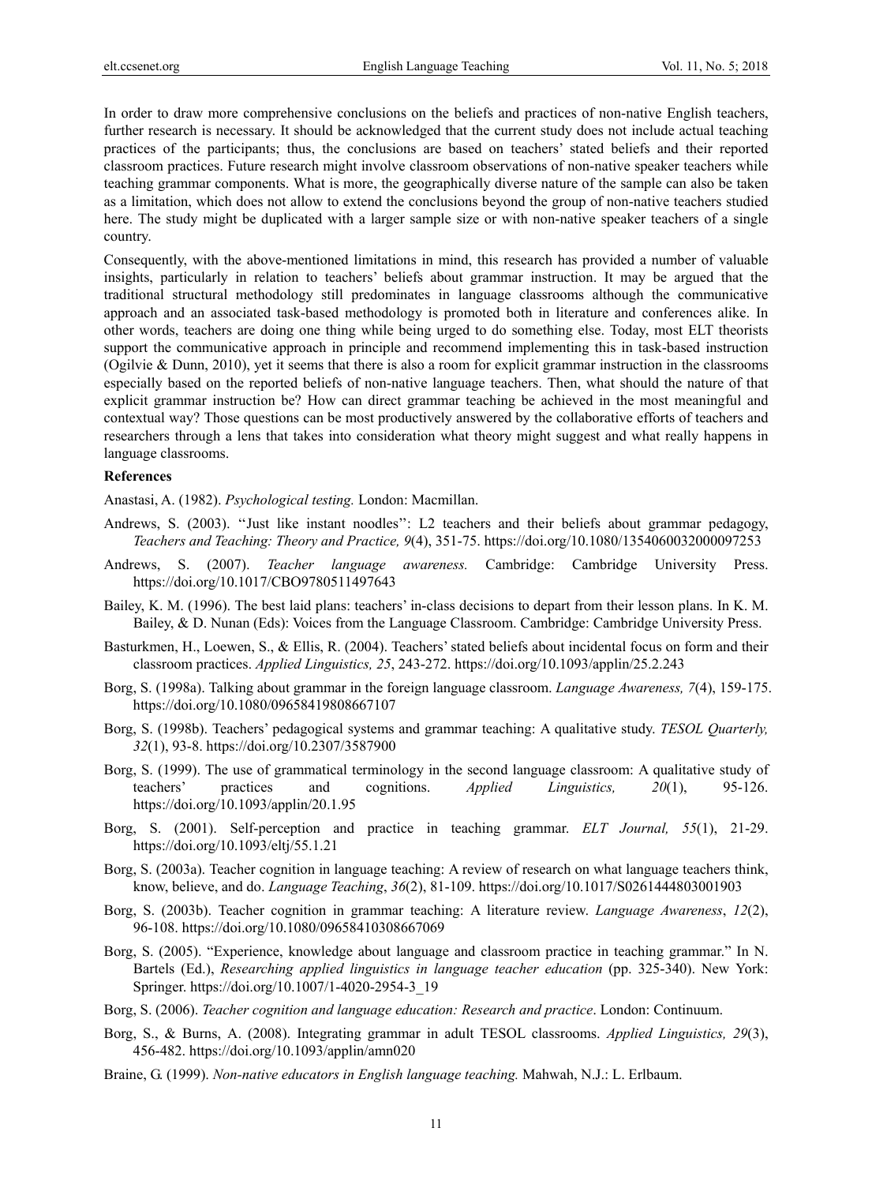In order to draw more comprehensive conclusions on the beliefs and practices of non-native English teachers, further research is necessary. It should be acknowledged that the current study does not include actual teaching practices of the participants; thus, the conclusions are based on teachers' stated beliefs and their reported classroom practices. Future research might involve classroom observations of non-native speaker teachers while teaching grammar components. What is more, the geographically diverse nature of the sample can also be taken as a limitation, which does not allow to extend the conclusions beyond the group of non-native teachers studied here. The study might be duplicated with a larger sample size or with non-native speaker teachers of a single country.

Consequently, with the above-mentioned limitations in mind, this research has provided a number of valuable insights, particularly in relation to teachers' beliefs about grammar instruction. It may be argued that the traditional structural methodology still predominates in language classrooms although the communicative approach and an associated task-based methodology is promoted both in literature and conferences alike. In other words, teachers are doing one thing while being urged to do something else. Today, most ELT theorists support the communicative approach in principle and recommend implementing this in task-based instruction (Ogilvie & Dunn, 2010), yet it seems that there is also a room for explicit grammar instruction in the classrooms especially based on the reported beliefs of non-native language teachers. Then, what should the nature of that explicit grammar instruction be? How can direct grammar teaching be achieved in the most meaningful and contextual way? Those questions can be most productively answered by the collaborative efforts of teachers and researchers through a lens that takes into consideration what theory might suggest and what really happens in language classrooms.

## References

Anastasi, A. (1982). *Psychological testing.* London: Macmillan.

Andrews, S. (2003). ''Just like instant noodles'': L2 teachers and their beliefs about grammar pedagogy, *Teachers and Teaching: Theory and Practice, 9*(4), 351-75. https://doi.org/10.1080/1354060032000097253

Andrews, S. (2007). *Teacher language awareness.* Cambridge: Cambridge University Press. https://doi.org/10.1017/CBO9780511497643

Bailey, K. M. (1996). The best laid plans: teachers' in-class decisions to depart from their lesson plans. In K. M. Bailey, & D. Nunan (Eds): Voices from the Language Classroom. Cambridge: Cambridge University Press.

Basturkmen, H., Loewen, S., & Ellis, R. (2004). Teachers' stated beliefs about incidental focus on form and their classroom practices. *Applied Linguistics, 25*, 243-272. https://doi.org/10.1093/applin/25.2.243

Borg, S. (1998a). Talking about grammar in the foreign language classroom. *Language Awareness, 7*(4), 159-175. https://doi.org/10.1080/09658419808667107

Borg, S. (1998b). Teachers' pedagogical systems and grammar teaching: A qualitative study. *TESOL Quarterly, 32*(1), 93-8. https://doi.org/10.2307/3587900

Borg, S. (1999). The use of grammatical terminology in the second language classroom: A qualitative study of teachers' practices and cognitions. *Applied Linguistics, 20*(1), 95-126. https://doi.org/10.1093/applin/20.1.95

Borg, S. (2001). Self-perception and practice in teaching grammar. *ELT Journal, 55*(1), 21-29. https://doi.org/10.1093/eltj/55.1.21

Borg, S. (2003a). Teacher cognition in language teaching: A review of research on what language teachers think, know, believe, and do. *Language Teaching*, *36*(2), 81-109. https://doi.org/10.1017/S0261444803001903

Borg, S. (2003b). Teacher cognition in grammar teaching: A literature review. *Language Awareness*, *12*(2), 96-108. https://doi.org/10.1080/09658410308667069

Borg, S. (2005). "Experience, knowledge about language and classroom practice in teaching grammar." In N. Bartels (Ed.), *Researching applied linguistics in language teacher education* (pp. 325-340). New York: Springer. https://doi.org/10.1007/1-4020-2954-3_19

Borg, S. (2006). *Teacher cognition and language education: Research and practice*. London: Continuum.

Borg, S., & Burns, A. (2008). Integrating grammar in adult TESOL classrooms. *Applied Linguistics, 29*(3), 456-482. https://doi.org/10.1093/applin/amn020

Braine, G. (1999). *Non-native educators in English language teaching.* Mahwah, N.J.: L. Erlbaum.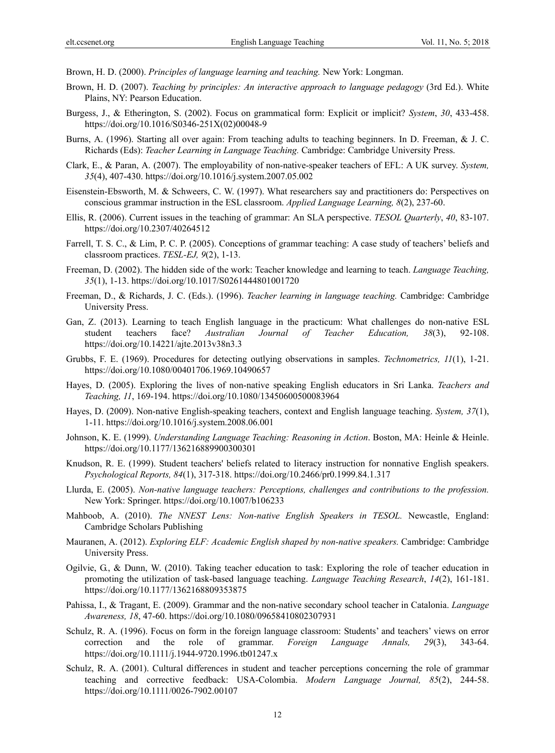Brown, H. D. (2000). *Principles of language learning and teaching.* New York: Longman.

Brown, H. D. (2007). *Teaching by principles: An interactive approach to language pedagogy* (3rd Ed.). White Plains, NY: Pearson Education.

Burgess, J., & Etherington, S. (2002). Focus on grammatical form: Explicit or implicit? *System*, *30*, 433-458. https://doi.org/10.1016/S0346-251X(02)00048-9

Burns, A. (1996). Starting all over again: From teaching adults to teaching beginners. In D. Freeman, & J. C. Richards (Eds): *Teacher Learning in Language Teaching.* Cambridge: Cambridge University Press.

Clark, E., & Paran, A. (2007). The employability of non-native-speaker teachers of EFL: A UK survey. *System, 35*(4), 407-430. https://doi.org/10.1016/j.system.2007.05.002

Eisenstein-Ebsworth, M. & Schweers, C. W. (1997). What researchers say and practitioners do: Perspectives on conscious grammar instruction in the ESL classroom. *Applied Language Learning, 8*(2), 237-60.

Ellis, R. (2006). Current issues in the teaching of grammar: An SLA perspective. *TESOL Quarterly*, *40*, 83-107. https://doi.org/10.2307/40264512

Farrell, T. S. C., & Lim, P. C. P. (2005). Conceptions of grammar teaching: A case study of teachers' beliefs and classroom practices. *TESL-EJ, 9*(2), 1-13.

Freeman, D. (2002). The hidden side of the work: Teacher knowledge and learning to teach. *Language Teaching, 35*(1), 1-13. https://doi.org/10.1017/S0261444801001720

Freeman, D., & Richards, J. C. (Eds.). (1996). *Teacher learning in language teaching.* Cambridge: Cambridge University Press.

Gan, Z. (2013). Learning to teach English language in the practicum: What challenges do non-native ESL student teachers face? *Australian Journal of Teacher Education, 38*(3), 92-108. https://doi.org/10.14221/ajte.2013v38n3.3

Grubbs, F. E. (1969). Procedures for detecting outlying observations in samples. *Technometrics, 11*(1), 1-21. https://doi.org/10.1080/00401706.1969.10490657

Hayes, D. (2005). Exploring the lives of non-native speaking English educators in Sri Lanka. *Teachers and Teaching, 11*, 169-194. https://doi.org/10.1080/13450600500083964

Hayes, D. (2009). Non-native English-speaking teachers, context and English language teaching. *System, 37*(1), 1-11. https://doi.org/10.1016/j.system.2008.06.001

Johnson, K. E. (1999). *Understanding Language Teaching: Reasoning in Action*. Boston, MA: Heinle & Heinle. https://doi.org/10.1177/136216889900300301

Knudson, R. E. (1999). Student teachers' beliefs related to literacy instruction for nonnative English speakers. *Psychological Reports, 84*(1), 317-318. https://doi.org/10.2466/pr0.1999.84.1.317

Llurda, E. (2005). *Non-native language teachers: Perceptions, challenges and contributions to the profession.* New York: Springer. https://doi.org/10.1007/b106233

Mahboob, A. (2010). *The NNEST Lens: Non-native English Speakers in TESOL.* Newcastle, England: Cambridge Scholars Publishing

Mauranen, A. (2012). *Exploring ELF: Academic English shaped by non-native speakers.* Cambridge: Cambridge University Press.

Ogilvie, G., & Dunn, W. (2010). Taking teacher education to task: Exploring the role of teacher education in promoting the utilization of task-based language teaching. *Language Teaching Research*, *14*(2), 161-181. https://doi.org/10.1177/1362168809353875

Pahissa, I., & Tragant, E. (2009). Grammar and the non-native secondary school teacher in Catalonia. *Language Awareness, 18*, 47-60. https://doi.org/10.1080/09658410802307931

Schulz, R. A. (1996). Focus on form in the foreign language classroom: Students' and teachers' views on error correction and the role of grammar. *Foreign Language Annals, 29*(3), 343-64. https://doi.org/10.1111/j.1944-9720.1996.tb01247.x

Schulz, R. A. (2001). Cultural differences in student and teacher perceptions concerning the role of grammar teaching and corrective feedback: USA-Colombia. *Modern Language Journal, 85*(2), 244-58. https://doi.org/10.1111/0026-7902.00107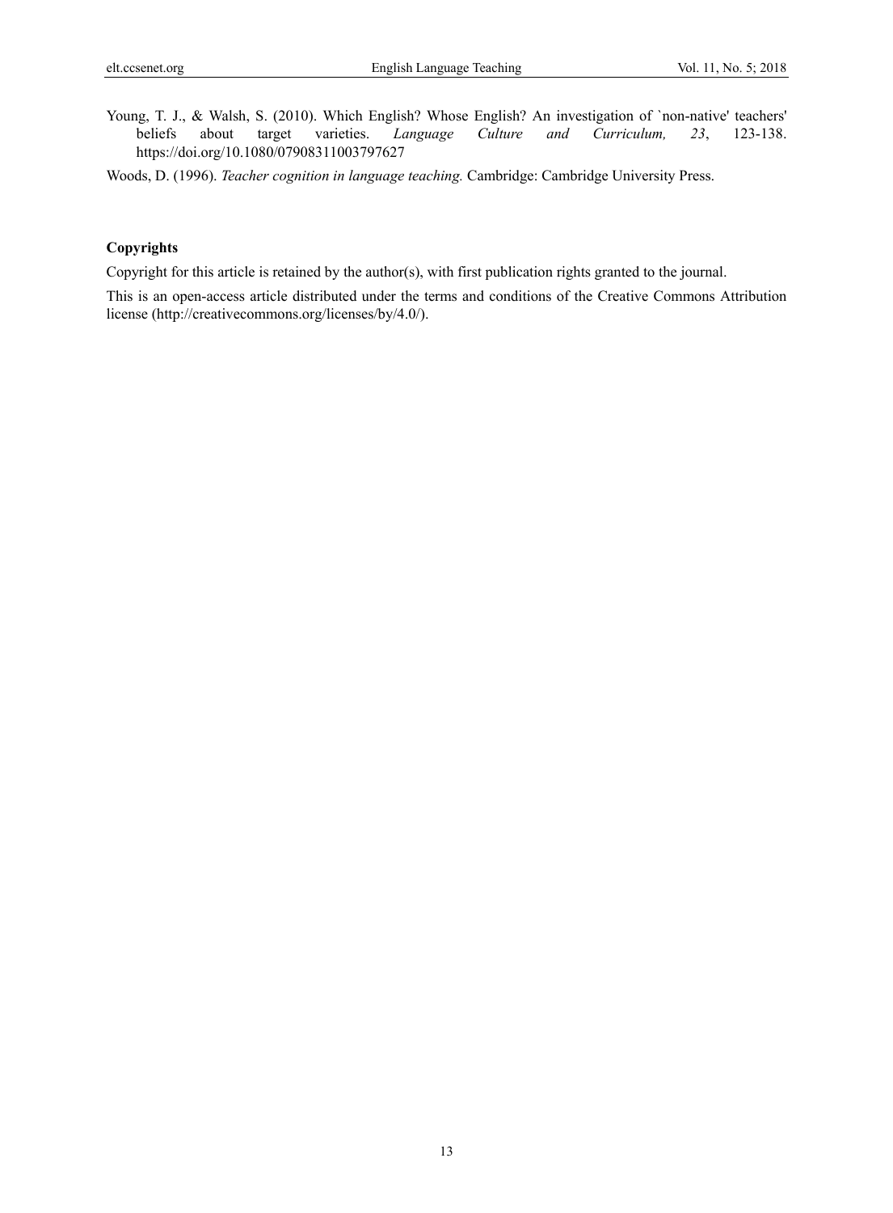Young, T. J., & Walsh, S. (2010). Which English? Whose English? An investigation of `non-native' teachers' beliefs about target varieties. *Language Culture and Curriculum, 23*, 123-138. https://doi.org/10.1080/07908311003797627

Woods, D. (1996). *Teacher cognition in language teaching.* Cambridge: Cambridge University Press.

**Copyrights**

Copyright for this article is retained by the author(s), with first publication rights granted to the journal.

This is an open-access article distributed under the terms and conditions of the Creative Commons Attribution license (http://creativecommons.org/licenses/by/4.0/).